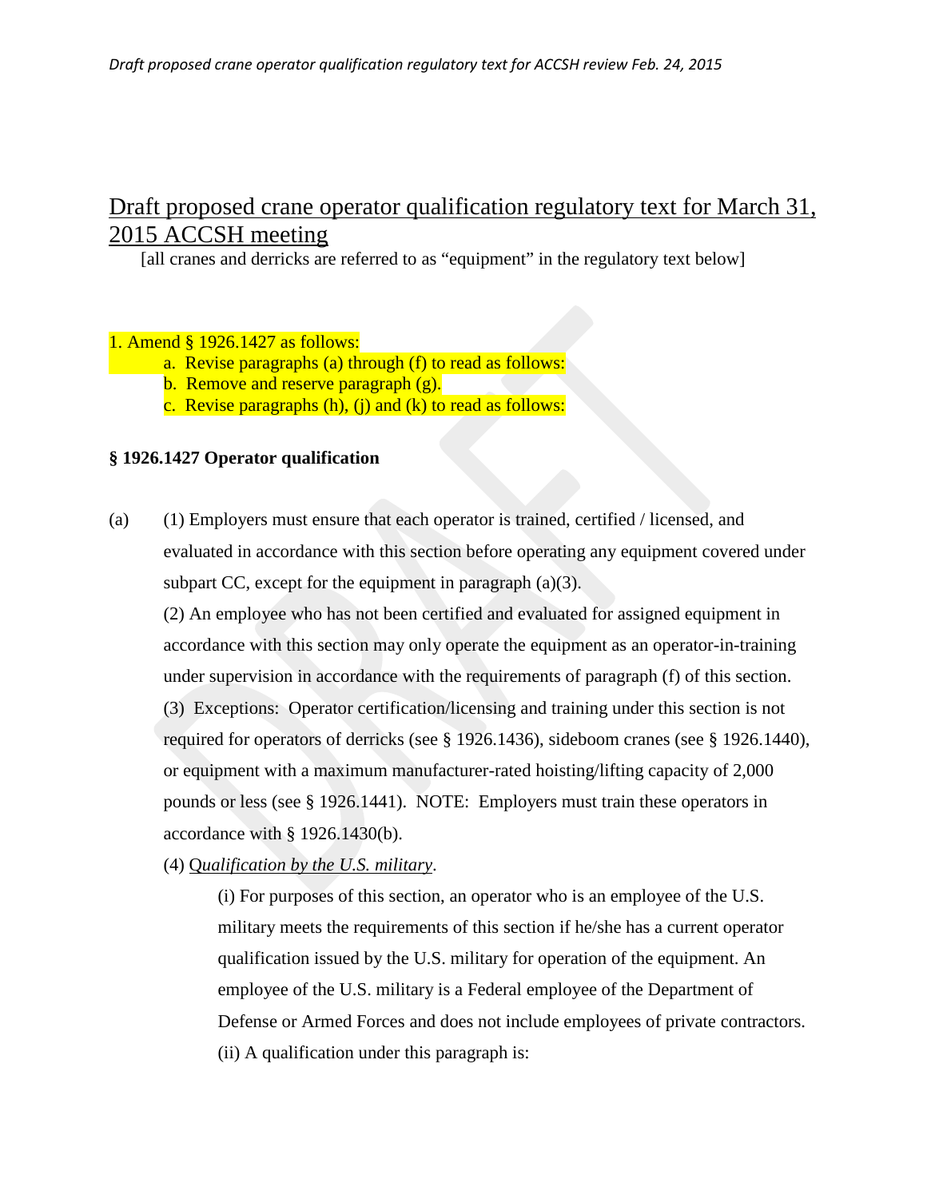# Draft proposed crane operator qualification regulatory text for March 31, 2015 ACCSH meeting

[all cranes and derricks are referred to as "equipment" in the regulatory text below]

1. Amend § 1926.1427 as follows:
   - a. Revise paragraphs (a) through (f) to read as follows:
   - b. Remove and reserve paragraph (g).
   - c. Revise paragraphs (h), (j) and (k) to read as follows:

**§ 1926.1427 Operator qualification**

(a) (1) Employers must ensure that each operator is trained, certified / licensed, and evaluated in accordance with this section before operating any equipment covered under subpart CC, except for the equipment in paragraph (a)(3).

(2) An employee who has not been certified and evaluated for assigned equipment in accordance with this section may only operate the equipment as an operator-in-training under supervision in accordance with the requirements of paragraph (f) of this section.

(3) Exceptions: Operator certification/licensing and training under this section is not required for operators of derricks (see § 1926.1436), sideboom cranes (see § 1926.1440), or equipment with a maximum manufacturer-rated hoisting/lifting capacity of 2,000 pounds or less (see § 1926.1441). NOTE: Employers must train these operators in accordance with § 1926.1430(b).

(4) *Qualification by the U.S. military*.

(i) For purposes of this section, an operator who is an employee of the U.S. military meets the requirements of this section if he/she has a current operator qualification issued by the U.S. military for operation of the equipment. An employee of the U.S. military is a Federal employee of the Department of Defense or Armed Forces and does not include employees of private contractors.

(ii) A qualification under this paragraph is: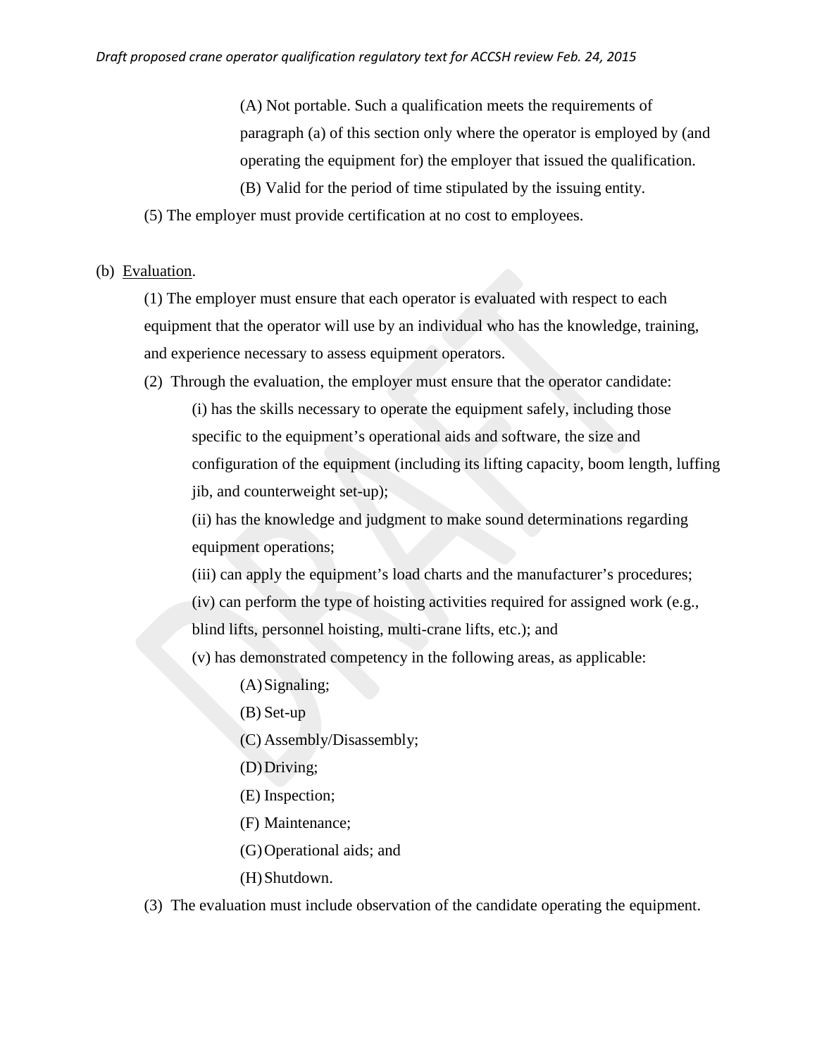(A) Not portable. Such a qualification meets the requirements of paragraph (a) of this section only where the operator is employed by (and operating the equipment for) the employer that issued the qualification.

(B) Valid for the period of time stipulated by the issuing entity.

(5) The employer must provide certification at no cost to employees.

(b) Evaluation.

(1) The employer must ensure that each operator is evaluated with respect to each equipment that the operator will use by an individual who has the knowledge, training, and experience necessary to assess equipment operators.

(2) Through the evaluation, the employer must ensure that the operator candidate:

(i) has the skills necessary to operate the equipment safely, including those specific to the equipment's operational aids and software, the size and configuration of the equipment (including its lifting capacity, boom length, luffing jib, and counterweight set-up);

(ii) has the knowledge and judgment to make sound determinations regarding equipment operations;

(iii) can apply the equipment's load charts and the manufacturer's procedures;

(iv) can perform the type of hoisting activities required for assigned work (e.g., blind lifts, personnel hoisting, multi-crane lifts, etc.); and

(v) has demonstrated competency in the following areas, as applicable:

(A) Signaling;

(B) Set-up

(C) Assembly/Disassembly;

(D) Driving;

(E) Inspection;

(F) Maintenance;

(G) Operational aids; and

(H) Shutdown.

(3) The evaluation must include observation of the candidate operating the equipment.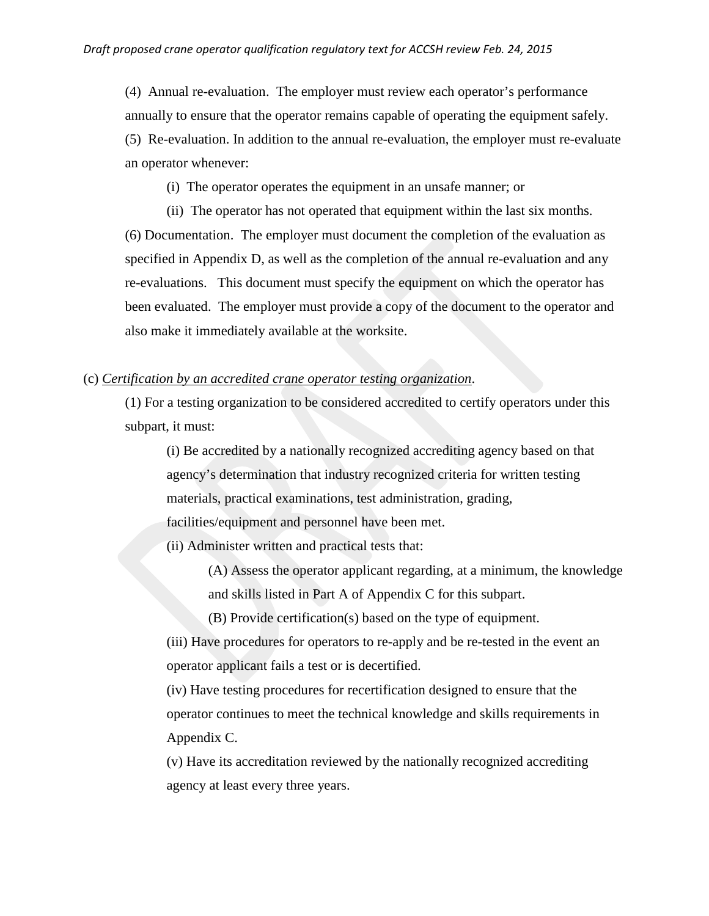(4) Annual re-evaluation. The employer must review each operator's performance annually to ensure that the operator remains capable of operating the equipment safely.

(5) Re-evaluation. In addition to the annual re-evaluation, the employer must re-evaluate an operator whenever:

(i) The operator operates the equipment in an unsafe manner; or

(ii) The operator has not operated that equipment within the last six months.

(6) Documentation. The employer must document the completion of the evaluation as specified in Appendix D, as well as the completion of the annual re-evaluation and any re-evaluations. This document must specify the equipment on which the operator has been evaluated. The employer must provide a copy of the document to the operator and also make it immediately available at the worksite.

(c) *Certification by an accredited crane operator testing organization*.

(1) For a testing organization to be considered accredited to certify operators under this subpart, it must:

(i) Be accredited by a nationally recognized accrediting agency based on that agency's determination that industry recognized criteria for written testing materials, practical examinations, test administration, grading, facilities/equipment and personnel have been met.

(ii) Administer written and practical tests that:

(A) Assess the operator applicant regarding, at a minimum, the knowledge and skills listed in Part A of Appendix C for this subpart.

(B) Provide certification(s) based on the type of equipment.

(iii) Have procedures for operators to re-apply and be re-tested in the event an operator applicant fails a test or is decertified.

(iv) Have testing procedures for recertification designed to ensure that the operator continues to meet the technical knowledge and skills requirements in Appendix C.

(v) Have its accreditation reviewed by the nationally recognized accrediting agency at least every three years.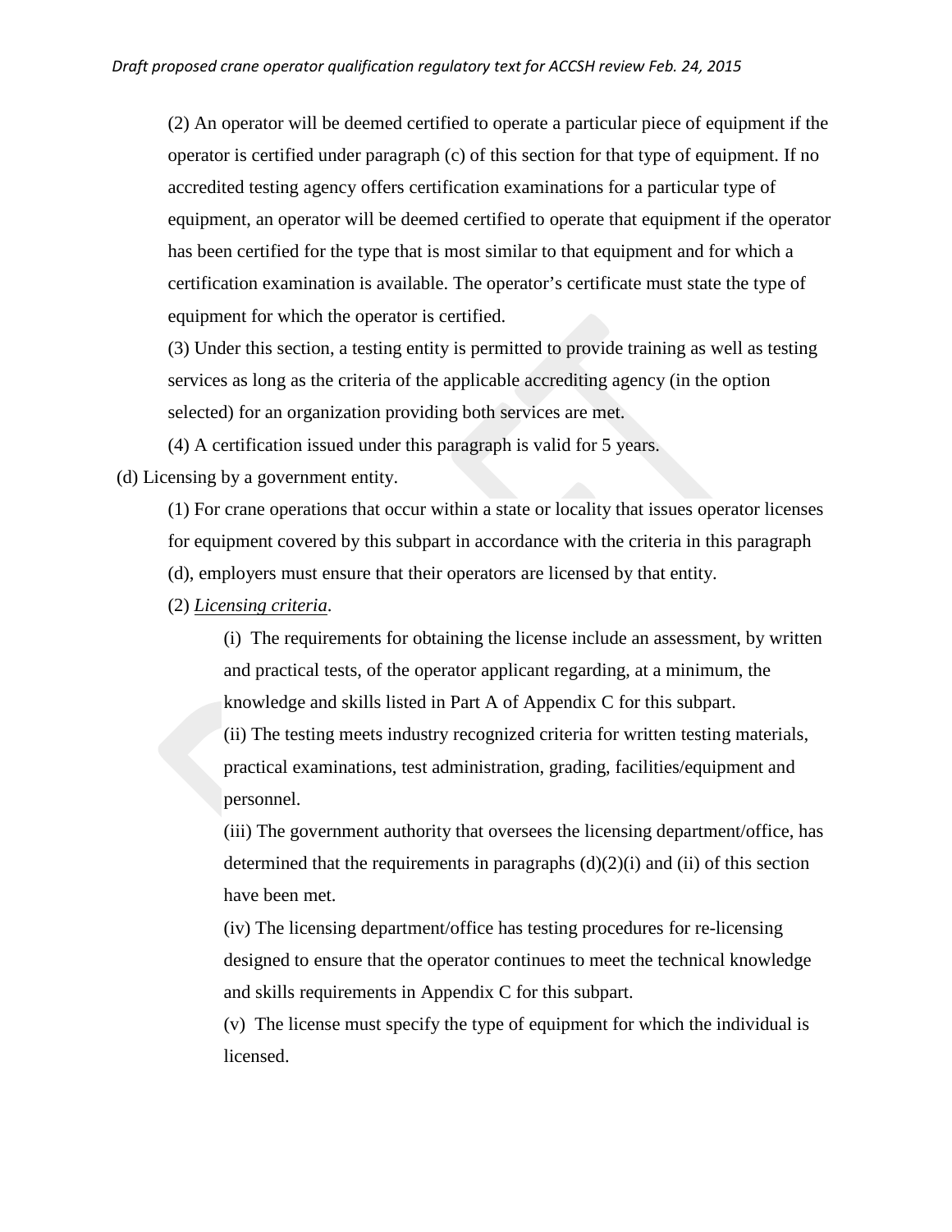(2) An operator will be deemed certified to operate a particular piece of equipment if the operator is certified under paragraph (c) of this section for that type of equipment. If no accredited testing agency offers certification examinations for a particular type of equipment, an operator will be deemed certified to operate that equipment if the operator has been certified for the type that is most similar to that equipment and for which a certification examination is available. The operator's certificate must state the type of equipment for which the operator is certified.

(3) Under this section, a testing entity is permitted to provide training as well as testing services as long as the criteria of the applicable accrediting agency (in the option selected) for an organization providing both services are met.

(4) A certification issued under this paragraph is valid for 5 years.

(d) Licensing by a government entity.

(1) For crane operations that occur within a state or locality that issues operator licenses for equipment covered by this subpart in accordance with the criteria in this paragraph (d), employers must ensure that their operators are licensed by that entity.

(2) *Licensing criteria*.

(i) The requirements for obtaining the license include an assessment, by written and practical tests, of the operator applicant regarding, at a minimum, the knowledge and skills listed in Part A of Appendix C for this subpart.

(ii) The testing meets industry recognized criteria for written testing materials, practical examinations, test administration, grading, facilities/equipment and personnel.

(iii) The government authority that oversees the licensing department/office, has determined that the requirements in paragraphs (d)(2)(i) and (ii) of this section have been met.

(iv) The licensing department/office has testing procedures for re-licensing designed to ensure that the operator continues to meet the technical knowledge and skills requirements in Appendix C for this subpart.

(v) The license must specify the type of equipment for which the individual is licensed.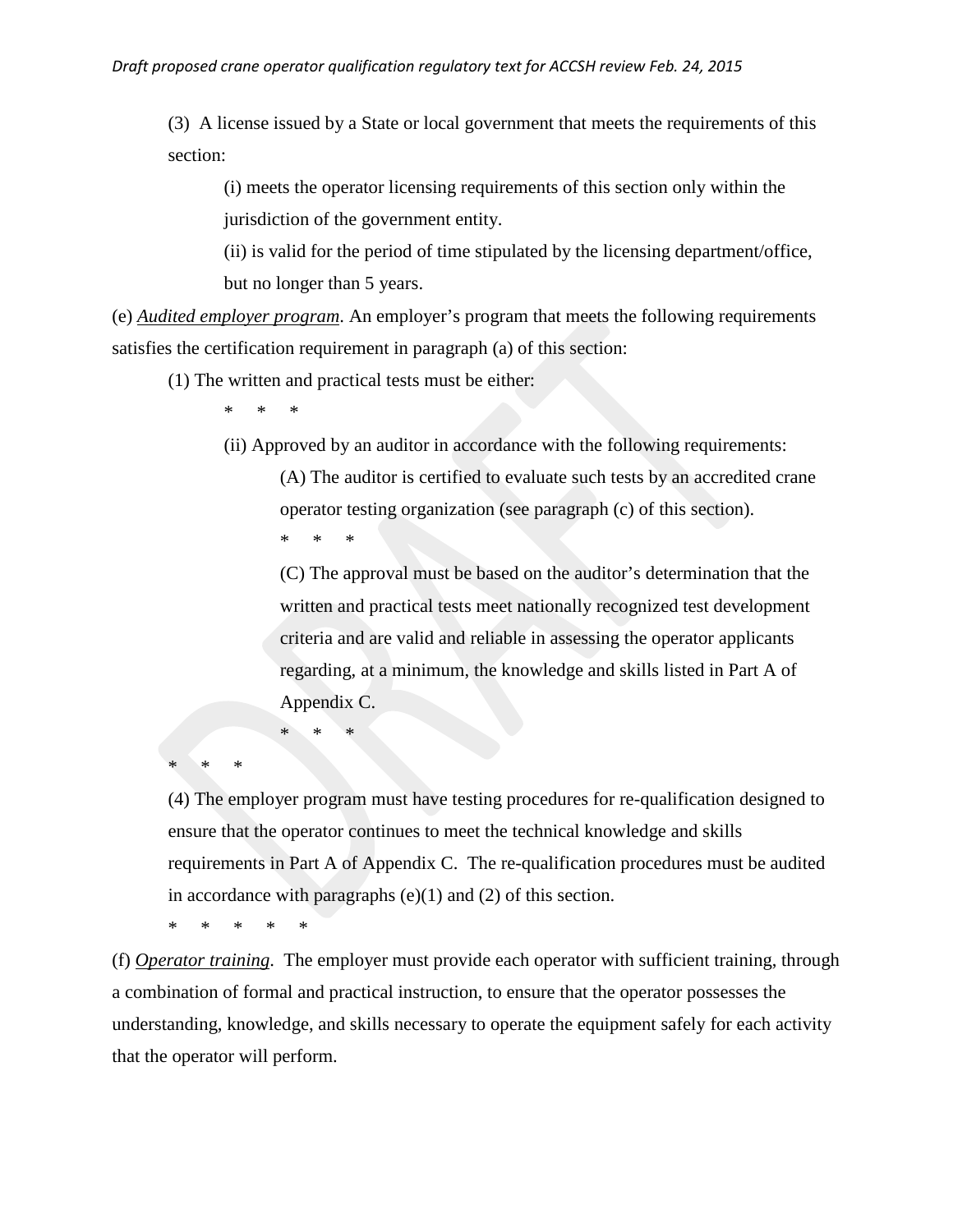(3) A license issued by a State or local government that meets the requirements of this section:

(i) meets the operator licensing requirements of this section only within the jurisdiction of the government entity.

(ii) is valid for the period of time stipulated by the licensing department/office, but no longer than 5 years.

(e) *Audited employer program*. An employer's program that meets the following requirements satisfies the certification requirement in paragraph (a) of this section:

(1) The written and practical tests must be either:

\* \* \*

(ii) Approved by an auditor in accordance with the following requirements:

(A) The auditor is certified to evaluate such tests by an accredited crane operator testing organization (see paragraph (c) of this section).

\* \* \*

(C) The approval must be based on the auditor's determination that the written and practical tests meet nationally recognized test development criteria and are valid and reliable in assessing the operator applicants regarding, at a minimum, the knowledge and skills listed in Part A of Appendix C.

\* \* \*

\* \* \*

(4) The employer program must have testing procedures for re-qualification designed to ensure that the operator continues to meet the technical knowledge and skills requirements in Part A of Appendix C. The re-qualification procedures must be audited in accordance with paragraphs (e)(1) and (2) of this section.

\* \* \* \* \*

(f) *Operator training*. The employer must provide each operator with sufficient training, through a combination of formal and practical instruction, to ensure that the operator possesses the understanding, knowledge, and skills necessary to operate the equipment safely for each activity that the operator will perform.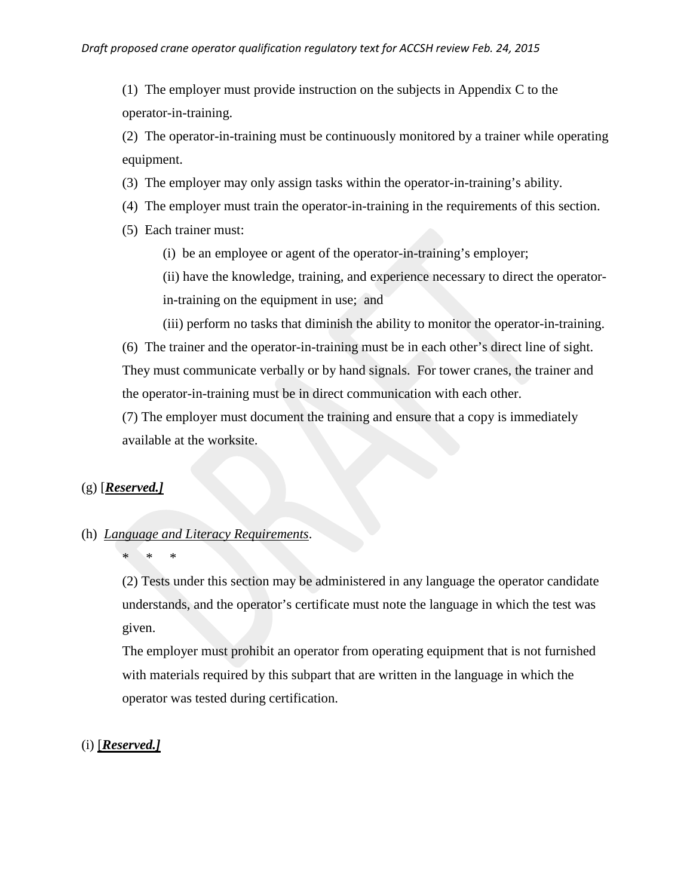(1) The employer must provide instruction on the subjects in Appendix C to the operator-in-training.

(2) The operator-in-training must be continuously monitored by a trainer while operating equipment.

(3) The employer may only assign tasks within the operator-in-training's ability.

(4) The employer must train the operator-in-training in the requirements of this section.

(5) Each trainer must:

(i) be an employee or agent of the operator-in-training's employer;

(ii) have the knowledge, training, and experience necessary to direct the operator-in-training on the equipment in use; and

(iii) perform no tasks that diminish the ability to monitor the operator-in-training.

(6) The trainer and the operator-in-training must be in each other's direct line of sight. They must communicate verbally or by hand signals. For tower cranes, the trainer and the operator-in-training must be in direct communication with each other.

(7) The employer must document the training and ensure that a copy is immediately available at the worksite.

(g) [***Reserved.***]

(h) *Language and Literacy Requirements*.

\* \* \*

(2) Tests under this section may be administered in any language the operator candidate understands, and the operator's certificate must note the language in which the test was given.

The employer must prohibit an operator from operating equipment that is not furnished with materials required by this subpart that are written in the language in which the operator was tested during certification.

(i) [***Reserved.***]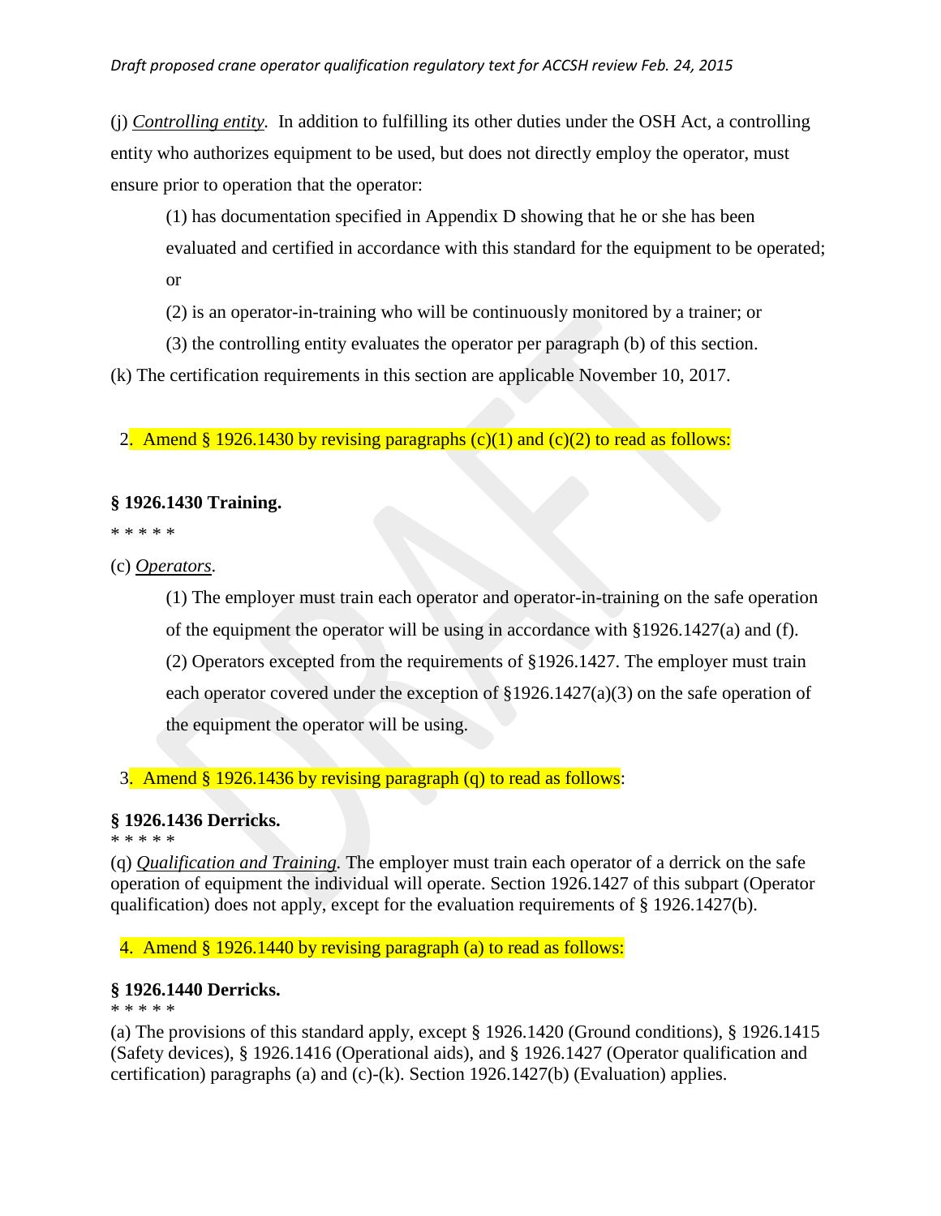(j) *Controlling entity.* In addition to fulfilling its other duties under the OSH Act, a controlling entity who authorizes equipment to be used, but does not directly employ the operator, must ensure prior to operation that the operator:

(1) has documentation specified in Appendix D showing that he or she has been evaluated and certified in accordance with this standard for the equipment to be operated; or

(2) is an operator-in-training who will be continuously monitored by a trainer; or

(3) the controlling entity evaluates the operator per paragraph (b) of this section.

(k) The certification requirements in this section are applicable November 10, 2017.

2. Amend § 1926.1430 by revising paragraphs (c)(1) and (c)(2) to read as follows:

**§ 1926.1430 Training.**

\* \* \* \* \*

(c) *Operators.*

(1) The employer must train each operator and operator-in-training on the safe operation of the equipment the operator will be using in accordance with §1926.1427(a) and (f).

(2) Operators excepted from the requirements of §1926.1427. The employer must train each operator covered under the exception of §1926.1427(a)(3) on the safe operation of the equipment the operator will be using.

3. Amend § 1926.1436 by revising paragraph (q) to read as follows:

**§ 1926.1436 Derricks.**

\* \* \* \* \*

(q) *Qualification and Training.* The employer must train each operator of a derrick on the safe operation of equipment the individual will operate. Section 1926.1427 of this subpart (Operator qualification) does not apply, except for the evaluation requirements of § 1926.1427(b).

4. Amend § 1926.1440 by revising paragraph (a) to read as follows:

**§ 1926.1440 Derricks.**

\* \* \* \* \*

(a) The provisions of this standard apply, except § 1926.1420 (Ground conditions), § 1926.1415 (Safety devices), § 1926.1416 (Operational aids), and § 1926.1427 (Operator qualification and certification) paragraphs (a) and (c)-(k). Section 1926.1427(b) (Evaluation) applies.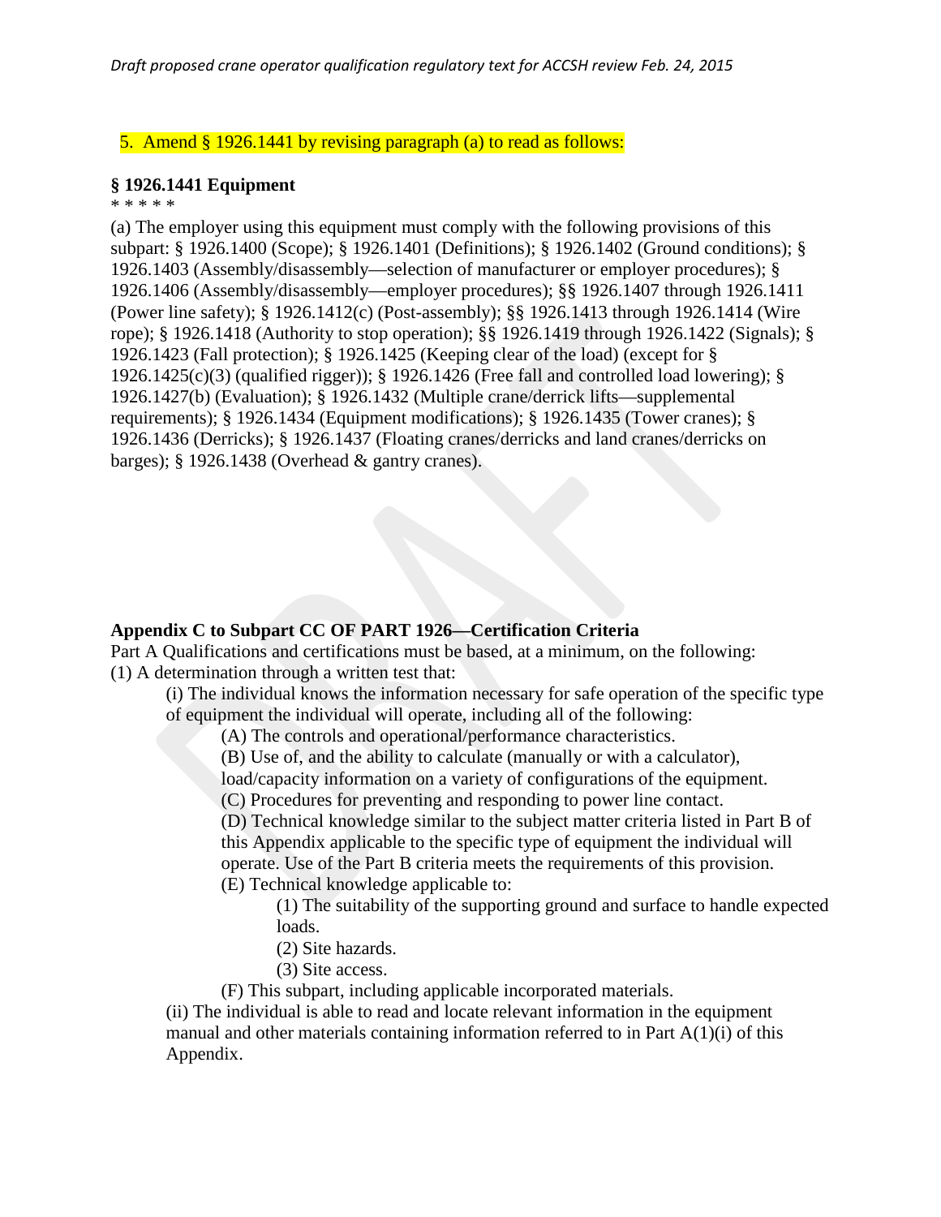5. Amend § 1926.1441 by revising paragraph (a) to read as follows:

**§ 1926.1441 Equipment**

* * * * *

(a) The employer using this equipment must comply with the following provisions of this subpart: § 1926.1400 (Scope); § 1926.1401 (Definitions); § 1926.1402 (Ground conditions); § 1926.1403 (Assembly/disassembly—selection of manufacturer or employer procedures); § 1926.1406 (Assembly/disassembly—employer procedures); §§ 1926.1407 through 1926.1411 (Power line safety); § 1926.1412(c) (Post-assembly); §§ 1926.1413 through 1926.1414 (Wire rope); § 1926.1418 (Authority to stop operation); §§ 1926.1419 through 1926.1422 (Signals); § 1926.1423 (Fall protection); § 1926.1425 (Keeping clear of the load) (except for § 1926.1425(c)(3) (qualified rigger)); § 1926.1426 (Free fall and controlled load lowering); § 1926.1427(b) (Evaluation); § 1926.1432 (Multiple crane/derrick lifts—supplemental requirements); § 1926.1434 (Equipment modifications); § 1926.1435 (Tower cranes); § 1926.1436 (Derricks); § 1926.1437 (Floating cranes/derricks and land cranes/derricks on barges); § 1926.1438 (Overhead & gantry cranes).

**Appendix C to Subpart CC OF PART 1926—Certification Criteria**

Part A Qualifications and certifications must be based, at a minimum, on the following:

(1) A determination through a written test that:

(i) The individual knows the information necessary for safe operation of the specific type of equipment the individual will operate, including all of the following:

(A) The controls and operational/performance characteristics.

(B) Use of, and the ability to calculate (manually or with a calculator), load/capacity information on a variety of configurations of the equipment.

(C) Procedures for preventing and responding to power line contact.

(D) Technical knowledge similar to the subject matter criteria listed in Part B of this Appendix applicable to the specific type of equipment the individual will operate. Use of the Part B criteria meets the requirements of this provision.

(E) Technical knowledge applicable to:

(1) The suitability of the supporting ground and surface to handle expected loads.

(2) Site hazards.

(3) Site access.

(F) This subpart, including applicable incorporated materials.

(ii) The individual is able to read and locate relevant information in the equipment manual and other materials containing information referred to in Part A(1)(i) of this Appendix.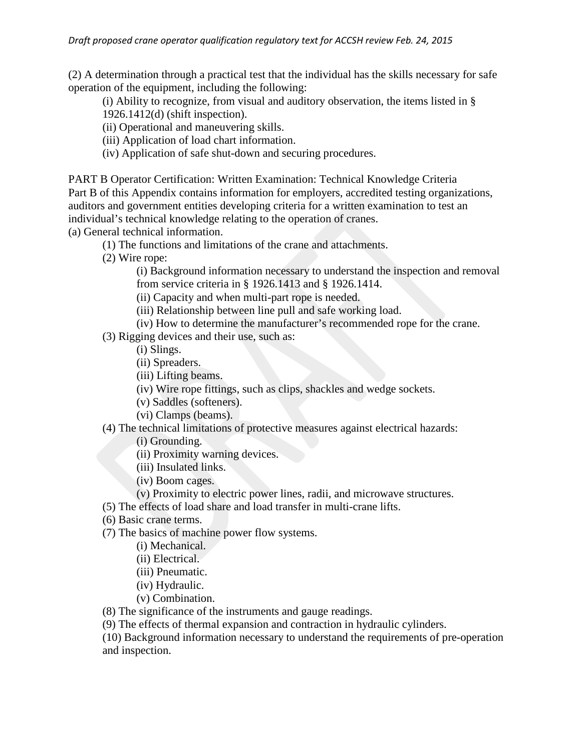(2) A determination through a practical test that the individual has the skills necessary for safe operation of the equipment, including the following:

(i) Ability to recognize, from visual and auditory observation, the items listed in § 1926.1412(d) (shift inspection).

(ii) Operational and maneuvering skills.

(iii) Application of load chart information.

(iv) Application of safe shut-down and securing procedures.

PART B Operator Certification: Written Examination: Technical Knowledge Criteria

Part B of this Appendix contains information for employers, accredited testing organizations, auditors and government entities developing criteria for a written examination to test an individual's technical knowledge relating to the operation of cranes.

(a) General technical information.

(1) The functions and limitations of the crane and attachments.

(2) Wire rope:

(i) Background information necessary to understand the inspection and removal from service criteria in § 1926.1413 and § 1926.1414.

(ii) Capacity and when multi-part rope is needed.

(iii) Relationship between line pull and safe working load.

(iv) How to determine the manufacturer's recommended rope for the crane.

(3) Rigging devices and their use, such as:

(i) Slings.

(ii) Spreaders.

(iii) Lifting beams.

(iv) Wire rope fittings, such as clips, shackles and wedge sockets.

(v) Saddles (softeners).

(vi) Clamps (beams).

(4) The technical limitations of protective measures against electrical hazards:

(i) Grounding.

(ii) Proximity warning devices.

(iii) Insulated links.

(iv) Boom cages.

(v) Proximity to electric power lines, radii, and microwave structures.

(5) The effects of load share and load transfer in multi-crane lifts.

(6) Basic crane terms.

(7) The basics of machine power flow systems.

(i) Mechanical.

(ii) Electrical.

(iii) Pneumatic.

(iv) Hydraulic.

(v) Combination.

(8) The significance of the instruments and gauge readings.

(9) The effects of thermal expansion and contraction in hydraulic cylinders.

(10) Background information necessary to understand the requirements of pre-operation and inspection.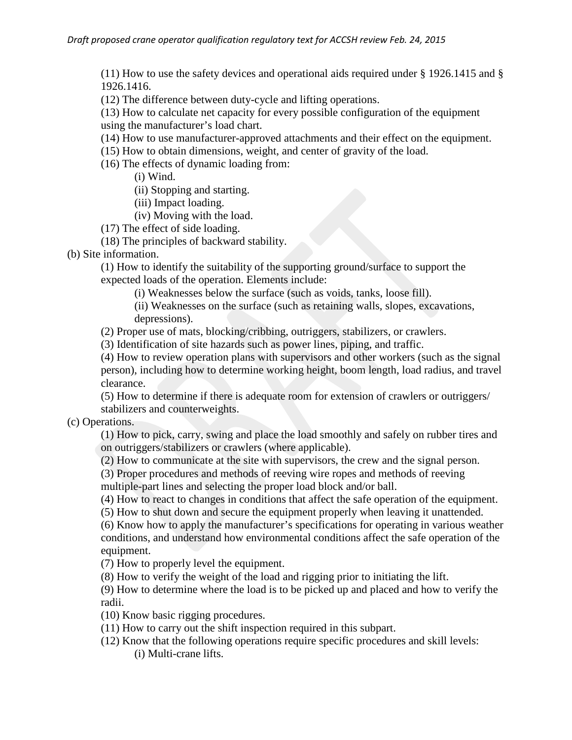(11) How to use the safety devices and operational aids required under § 1926.1415 and § 1926.1416.

(12) The difference between duty-cycle and lifting operations.

(13) How to calculate net capacity for every possible configuration of the equipment using the manufacturer's load chart.

(14) How to use manufacturer-approved attachments and their effect on the equipment.

(15) How to obtain dimensions, weight, and center of gravity of the load.

(16) The effects of dynamic loading from:

(i) Wind.

(ii) Stopping and starting.

(iii) Impact loading.

(iv) Moving with the load.

(17) The effect of side loading.

(18) The principles of backward stability.

(b) Site information.

(1) How to identify the suitability of the supporting ground/surface to support the expected loads of the operation. Elements include:

(i) Weaknesses below the surface (such as voids, tanks, loose fill).

(ii) Weaknesses on the surface (such as retaining walls, slopes, excavations, depressions).

(2) Proper use of mats, blocking/cribbing, outriggers, stabilizers, or crawlers.

(3) Identification of site hazards such as power lines, piping, and traffic.

(4) How to review operation plans with supervisors and other workers (such as the signal person), including how to determine working height, boom length, load radius, and travel clearance.

(5) How to determine if there is adequate room for extension of crawlers or outriggers/ stabilizers and counterweights.

(c) Operations.

(1) How to pick, carry, swing and place the load smoothly and safely on rubber tires and on outriggers/stabilizers or crawlers (where applicable).

(2) How to communicate at the site with supervisors, the crew and the signal person.

(3) Proper procedures and methods of reeving wire ropes and methods of reeving multiple-part lines and selecting the proper load block and/or ball.

(4) How to react to changes in conditions that affect the safe operation of the equipment.

(5) How to shut down and secure the equipment properly when leaving it unattended.

(6) Know how to apply the manufacturer's specifications for operating in various weather conditions, and understand how environmental conditions affect the safe operation of the equipment.

(7) How to properly level the equipment.

(8) How to verify the weight of the load and rigging prior to initiating the lift.

(9) How to determine where the load is to be picked up and placed and how to verify the radii.

(10) Know basic rigging procedures.

(11) How to carry out the shift inspection required in this subpart.

(12) Know that the following operations require specific procedures and skill levels:

(i) Multi-crane lifts.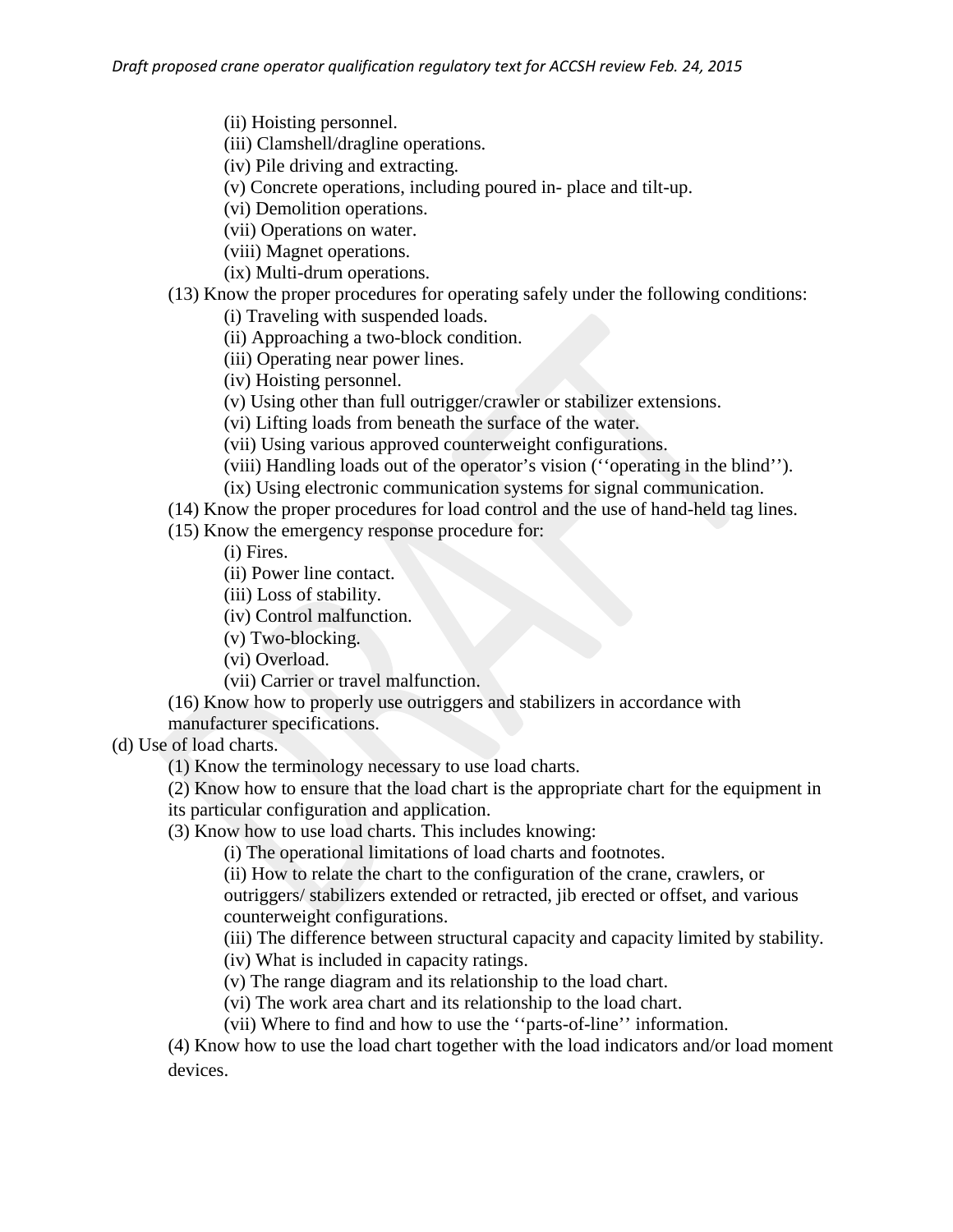(ii) Hoisting personnel.

(iii) Clamshell/dragline operations.

(iv) Pile driving and extracting.

(v) Concrete operations, including poured in- place and tilt-up.

(vi) Demolition operations.

(vii) Operations on water.

(viii) Magnet operations.

(ix) Multi-drum operations.

(13) Know the proper procedures for operating safely under the following conditions:

(i) Traveling with suspended loads.

(ii) Approaching a two-block condition.

(iii) Operating near power lines.

(iv) Hoisting personnel.

(v) Using other than full outrigger/crawler or stabilizer extensions.

(vi) Lifting loads from beneath the surface of the water.

(vii) Using various approved counterweight configurations.

(viii) Handling loads out of the operator's vision (''operating in the blind'').

(ix) Using electronic communication systems for signal communication.

(14) Know the proper procedures for load control and the use of hand-held tag lines.

(15) Know the emergency response procedure for:

(i) Fires.

(ii) Power line contact.

(iii) Loss of stability.

(iv) Control malfunction.

(v) Two-blocking.

(vi) Overload.

(vii) Carrier or travel malfunction.

(16) Know how to properly use outriggers and stabilizers in accordance with manufacturer specifications.

(d) Use of load charts.

(1) Know the terminology necessary to use load charts.

(2) Know how to ensure that the load chart is the appropriate chart for the equipment in its particular configuration and application.

(3) Know how to use load charts. This includes knowing:

(i) The operational limitations of load charts and footnotes.

(ii) How to relate the chart to the configuration of the crane, crawlers, or outriggers/ stabilizers extended or retracted, jib erected or offset, and various counterweight configurations.

(iii) The difference between structural capacity and capacity limited by stability.

(iv) What is included in capacity ratings.

(v) The range diagram and its relationship to the load chart.

(vi) The work area chart and its relationship to the load chart.

(vii) Where to find and how to use the ''parts-of-line'' information.

(4) Know how to use the load chart together with the load indicators and/or load moment devices.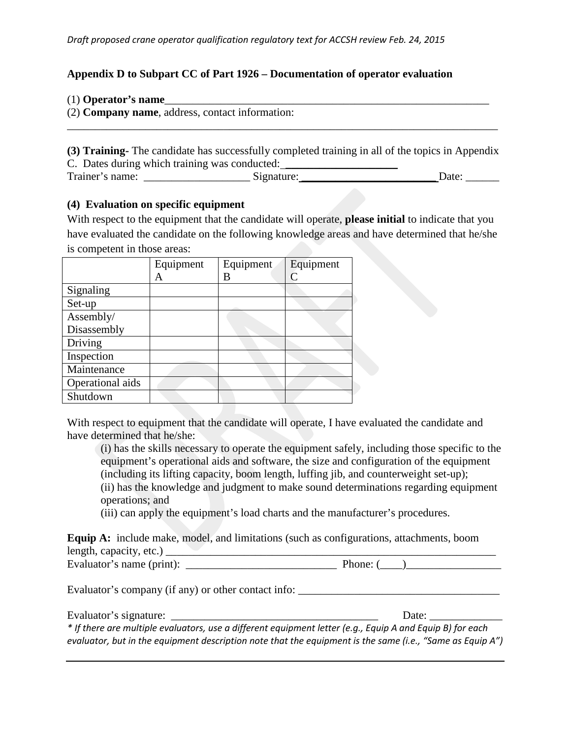**Appendix D to Subpart CC of Part 1926 – Documentation of operator evaluation**

(1) **Operator's name**_______________________________________________________________

(2) **Company name**, address, contact information:

_______________________________________________________________________________

**(3) Training-** The candidate has successfully completed training in all of the topics in Appendix C. Dates during which training was conducted: ____________________

Trainer's name: ___________________ Signature: ________________________ Date: ______

**(4) Evaluation on specific equipment**

With respect to the equipment that the candidate will operate, **please initial** to indicate that you have evaluated the candidate on the following knowledge areas and have determined that he/she is competent in those areas:

| | Equipment A | Equipment B | Equipment C |
|---|---|---|---|
| Signaling | | | |
| Set-up | | | |
| Assembly/ Disassembly | | | |
| Driving | | | |
| Inspection | | | |
| Maintenance | | | |
| Operational aids | | | |
| Shutdown | | | |

With respect to equipment that the candidate will operate, I have evaluated the candidate and have determined that he/she:

(i) has the skills necessary to operate the equipment safely, including those specific to the equipment's operational aids and software, the size and configuration of the equipment (including its lifting capacity, boom length, luffing jib, and counterweight set-up);
(ii) has the knowledge and judgment to make sound determinations regarding equipment operations; and
(iii) can apply the equipment's load charts and the manufacturer's procedures.

**Equip A:** include make, model, and limitations (such as configurations, attachments, boom length, capacity, etc.) ______________________________________________________________

Evaluator's name (print): ___________________________ Phone: (____)_________________

Evaluator's company (if any) or other contact info: ____________________________________

Evaluator's signature: _____________________________________ Date: _____________

*\* If there are multiple evaluators, use a different equipment letter (e.g., Equip A and Equip B) for each evaluator, but in the equipment description note that the equipment is the same (i.e., "Same as Equip A")*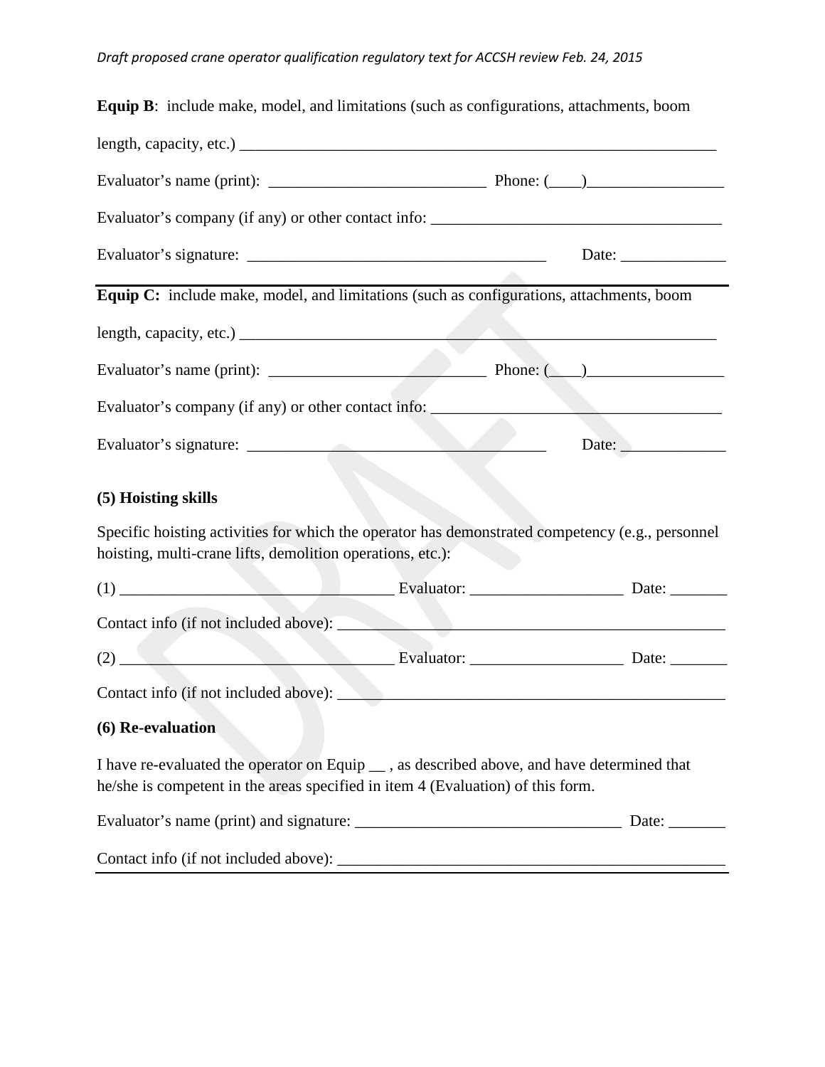**Equip B**: include make, model, and limitations (such as configurations, attachments, boom length, capacity, etc.) ______________________________________________________________

Evaluator's name (print): ___________________________ Phone: (____)_________________

Evaluator's company (if any) or other contact info: ___________________________________

Evaluator's signature: _____________________________________ Date: _____________

---

**Equip C:** include make, model, and limitations (such as configurations, attachments, boom length, capacity, etc.) ______________________________________________________________

Evaluator's name (print): ___________________________ Phone: (____)_________________

Evaluator's company (if any) or other contact info: ___________________________________

Evaluator's signature: _____________________________________ Date: _____________

**(5) Hoisting skills**

Specific hoisting activities for which the operator has demonstrated competency (e.g., personnel hoisting, multi-crane lifts, demolition operations, etc.):

(1) __________________________________ Evaluator: ___________________ Date: _______

Contact info (if not included above): __________________________________________________

(2) __________________________________ Evaluator: ___________________ Date: _______

Contact info (if not included above): __________________________________________________

**(6) Re-evaluation**

I have re-evaluated the operator on Equip __ , as described above, and have determined that he/she is competent in the areas specified in item 4 (Evaluation) of this form.

Evaluator's name (print) and signature: _________________________________ Date: _______

Contact info (if not included above): __________________________________________________